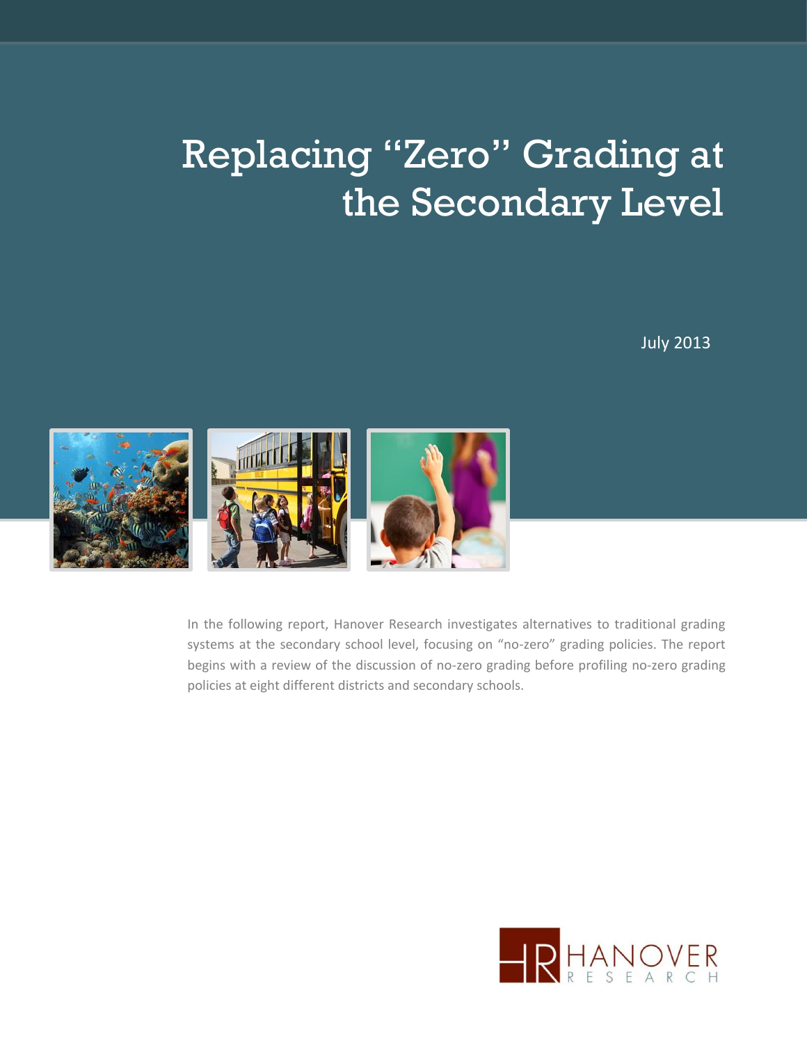# Replacing "Zero" Grading at the Secondary Level

July 2013

In the following report, Hanover Research investigates alternatives to traditional grading systems at the secondary school level, focusing on "no-zero" grading policies. The report begins with a review of the discussion of no-zero grading before profiling no-zero grading policies at eight different districts and secondary schools.

HANOVER RESEARCH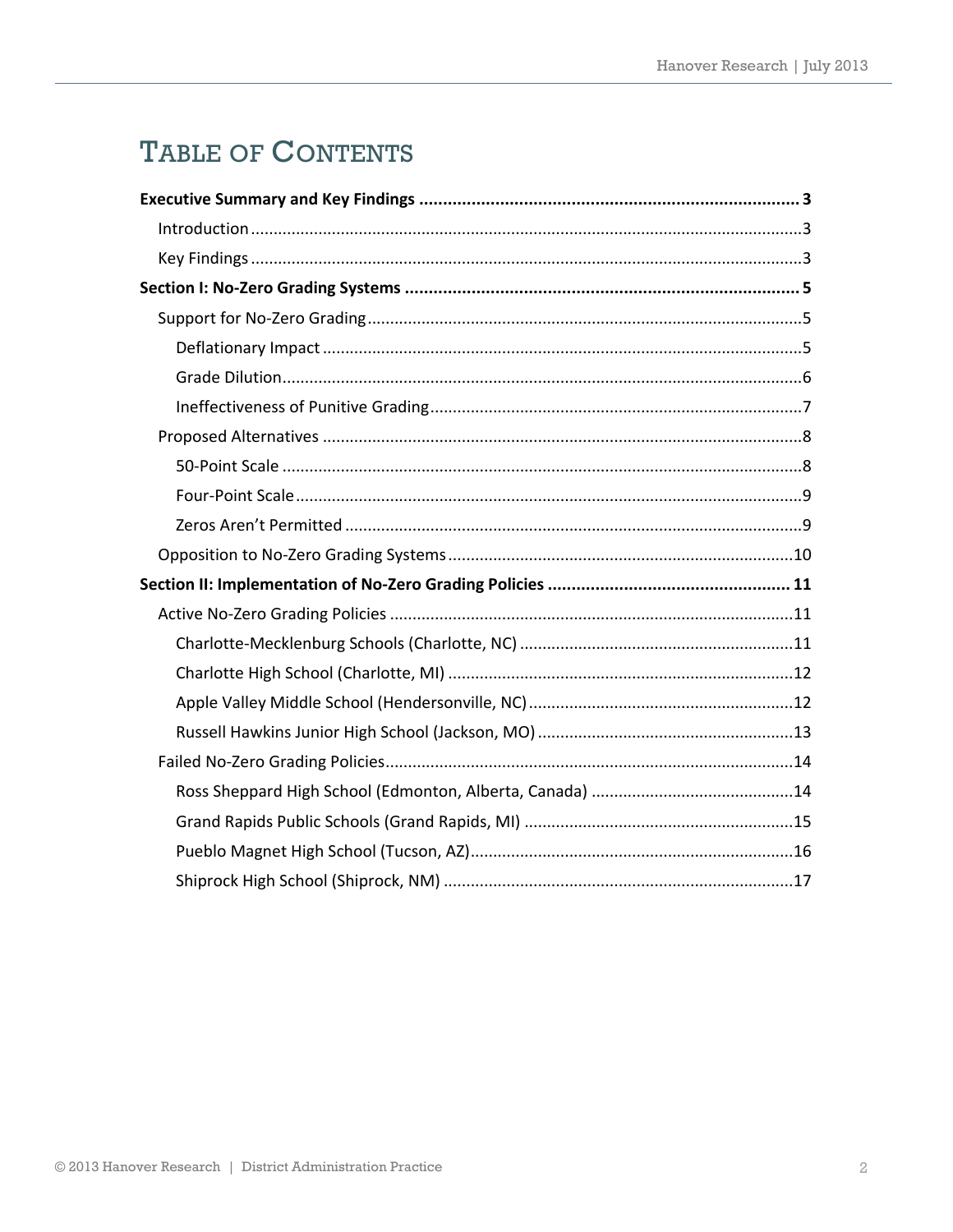# TABLE OF CONTENTS

**Executive Summary and Key Findings** ... **3**

- Introduction ... 3
- Key Findings ... 3

**Section I: No-Zero Grading Systems** ... **5**

- Support for No-Zero Grading ... 5
  - Deflationary Impact ... 5
  - Grade Dilution ... 6
  - Ineffectiveness of Punitive Grading ... 7
- Proposed Alternatives ... 8
  - 50-Point Scale ... 8
  - Four-Point Scale ... 9
  - Zeros Aren't Permitted ... 9
- Opposition to No-Zero Grading Systems ... 10

**Section II: Implementation of No-Zero Grading Policies** ... **11**

- Active No-Zero Grading Policies ... 11
  - Charlotte-Mecklenburg Schools (Charlotte, NC) ... 11
  - Charlotte High School (Charlotte, MI) ... 12
  - Apple Valley Middle School (Hendersonville, NC) ... 12
  - Russell Hawkins Junior High School (Jackson, MO) ... 13
- Failed No-Zero Grading Policies ... 14
  - Ross Sheppard High School (Edmonton, Alberta, Canada) ... 14
  - Grand Rapids Public Schools (Grand Rapids, MI) ... 15
  - Pueblo Magnet High School (Tucson, AZ) ... 16
  - Shiprock High School (Shiprock, NM) ... 17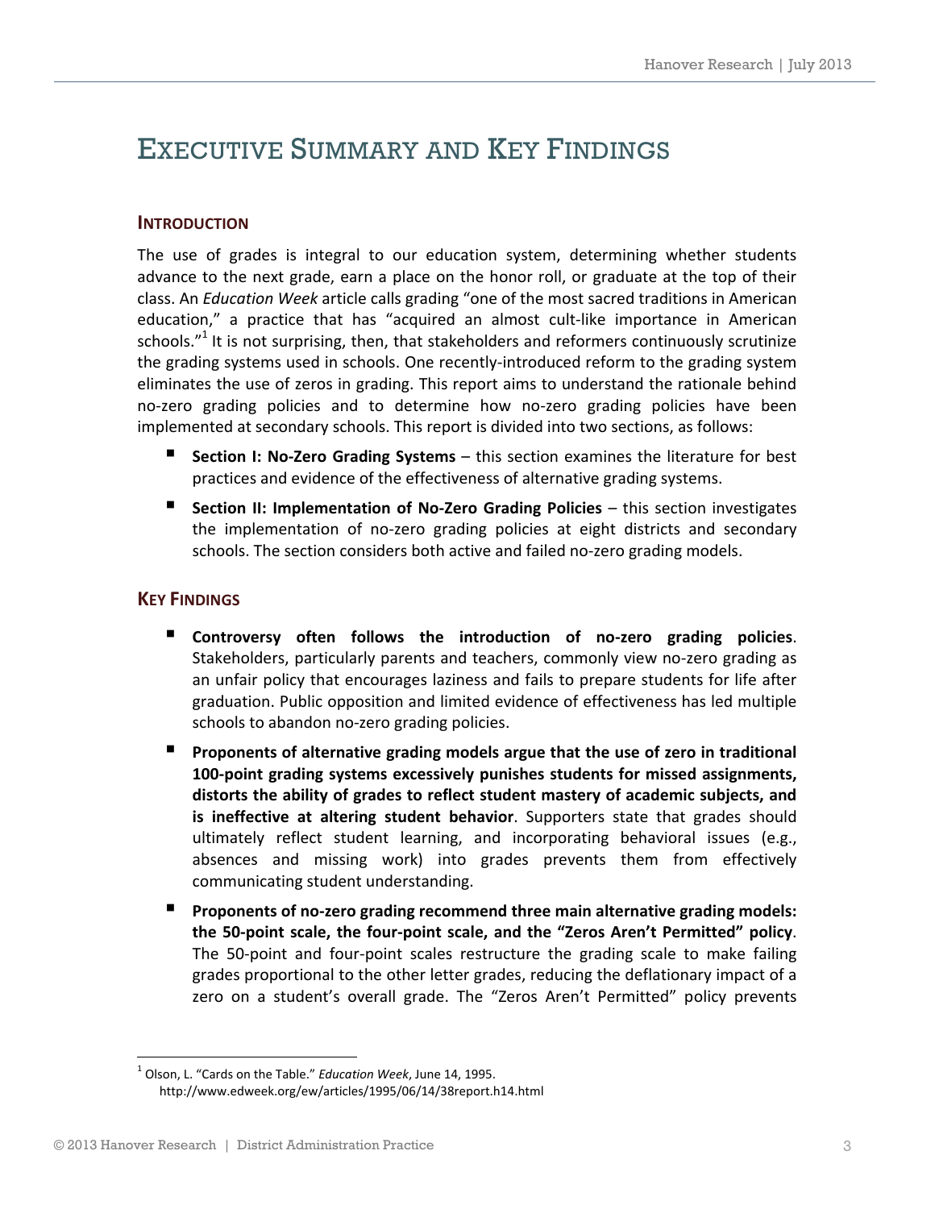# Executive Summary and Key Findings

## Introduction

The use of grades is integral to our education system, determining whether students advance to the next grade, earn a place on the honor roll, or graduate at the top of their class. An *Education Week* article calls grading "one of the most sacred traditions in American education," a practice that has "acquired an almost cult-like importance in American schools."[1] It is not surprising, then, that stakeholders and reformers continuously scrutinize the grading systems used in schools. One recently-introduced reform to the grading system eliminates the use of zeros in grading. This report aims to understand the rationale behind no-zero grading policies and to determine how no-zero grading policies have been implemented at secondary schools. This report is divided into two sections, as follows:

- **Section I: No-Zero Grading Systems** – this section examines the literature for best practices and evidence of the effectiveness of alternative grading systems.
- **Section II: Implementation of No-Zero Grading Policies** – this section investigates the implementation of no-zero grading policies at eight districts and secondary schools. The section considers both active and failed no-zero grading models.

## Key Findings

- **Controversy often follows the introduction of no-zero grading policies**. Stakeholders, particularly parents and teachers, commonly view no-zero grading as an unfair policy that encourages laziness and fails to prepare students for life after graduation. Public opposition and limited evidence of effectiveness has led multiple schools to abandon no-zero grading policies.
- **Proponents of alternative grading models argue that the use of zero in traditional 100-point grading systems excessively punishes students for missed assignments, distorts the ability of grades to reflect student mastery of academic subjects, and is ineffective at altering student behavior**. Supporters state that grades should ultimately reflect student learning, and incorporating behavioral issues (e.g., absences and missing work) into grades prevents them from effectively communicating student understanding.
- **Proponents of no-zero grading recommend three main alternative grading models: the 50-point scale, the four-point scale, and the "Zeros Aren't Permitted" policy**. The 50-point and four-point scales restructure the grading scale to make failing grades proportional to the other letter grades, reducing the deflationary impact of a zero on a student's overall grade. The "Zeros Aren't Permitted" policy prevents

[1] Olson, L. "Cards on the Table." *Education Week*, June 14, 1995. http://www.edweek.org/ew/articles/1995/06/14/38report.h14.html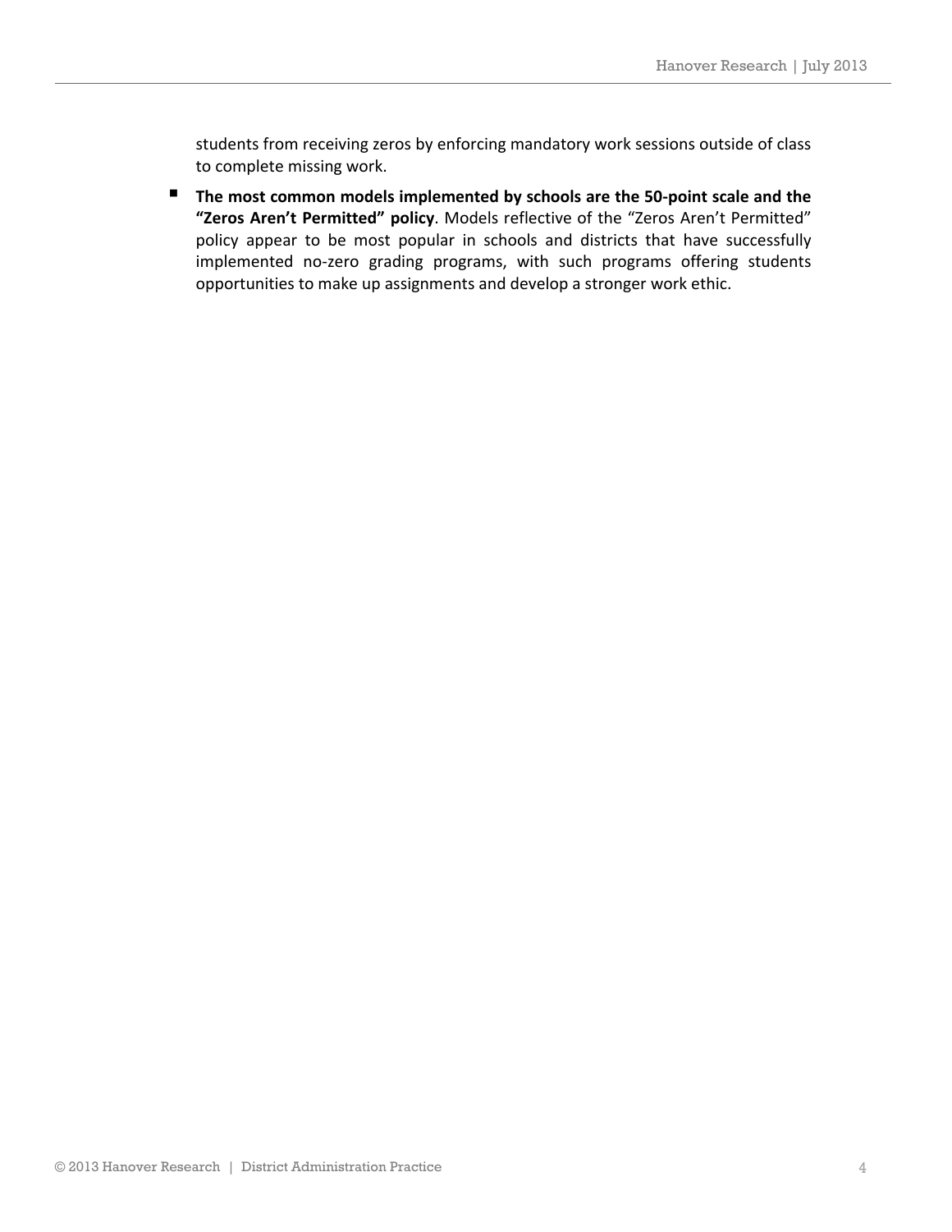students from receiving zeros by enforcing mandatory work sessions outside of class to complete missing work.

- **The most common models implemented by schools are the 50-point scale and the "Zeros Aren't Permitted" policy**. Models reflective of the "Zeros Aren't Permitted" policy appear to be most popular in schools and districts that have successfully implemented no-zero grading programs, with such programs offering students opportunities to make up assignments and develop a stronger work ethic.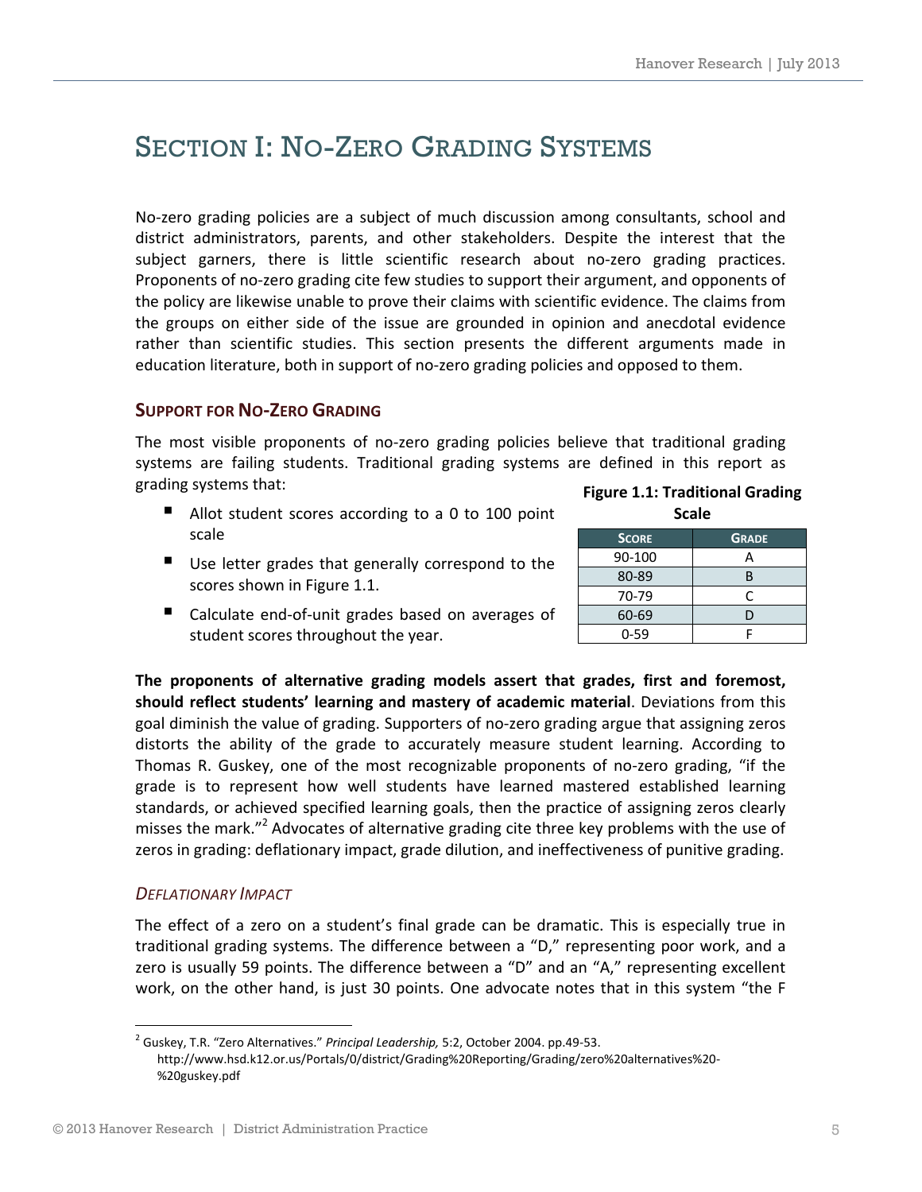# SECTION I: NO-ZERO GRADING SYSTEMS

No-zero grading policies are a subject of much discussion among consultants, school and district administrators, parents, and other stakeholders. Despite the interest that the subject garners, there is little scientific research about no-zero grading practices. Proponents of no-zero grading cite few studies to support their argument, and opponents of the policy are likewise unable to prove their claims with scientific evidence. The claims from the groups on either side of the issue are grounded in opinion and anecdotal evidence rather than scientific studies. This section presents the different arguments made in education literature, both in support of no-zero grading policies and opposed to them.

## SUPPORT FOR NO-ZERO GRADING

The most visible proponents of no-zero grading policies believe that traditional grading systems are failing students. Traditional grading systems are defined in this report as grading systems that:

- Allot student scores according to a 0 to 100 point scale
- Use letter grades that generally correspond to the scores shown in Figure 1.1.
- Calculate end-of-unit grades based on averages of student scores throughout the year.

**Figure 1.1: Traditional Grading Scale**

| SCORE | GRADE |
|---|---|
| 90-100 | A |
| 80-89 | B |
| 70-79 | C |
| 60-69 | D |
| 0-59 | F |

**The proponents of alternative grading models assert that grades, first and foremost, should reflect students' learning and mastery of academic material**. Deviations from this goal diminish the value of grading. Supporters of no-zero grading argue that assigning zeros distorts the ability of the grade to accurately measure student learning. According to Thomas R. Guskey, one of the most recognizable proponents of no-zero grading, "if the grade is to represent how well students have learned mastered established learning standards, or achieved specified learning goals, then the practice of assigning zeros clearly misses the mark."[2] Advocates of alternative grading cite three key problems with the use of zeros in grading: deflationary impact, grade dilution, and ineffectiveness of punitive grading.

### *DEFLATIONARY IMPACT*

The effect of a zero on a student's final grade can be dramatic. This is especially true in traditional grading systems. The difference between a "D," representing poor work, and a zero is usually 59 points. The difference between a "D" and an "A," representing excellent work, on the other hand, is just 30 points. One advocate notes that in this system "the F

---

[2] Guskey, T.R. "Zero Alternatives." *Principal Leadership,* 5:2, October 2004. pp.49-53. http://www.hsd.k12.or.us/Portals/0/district/Grading%20Reporting/Grading/zero%20alternatives%20-%20guskey.pdf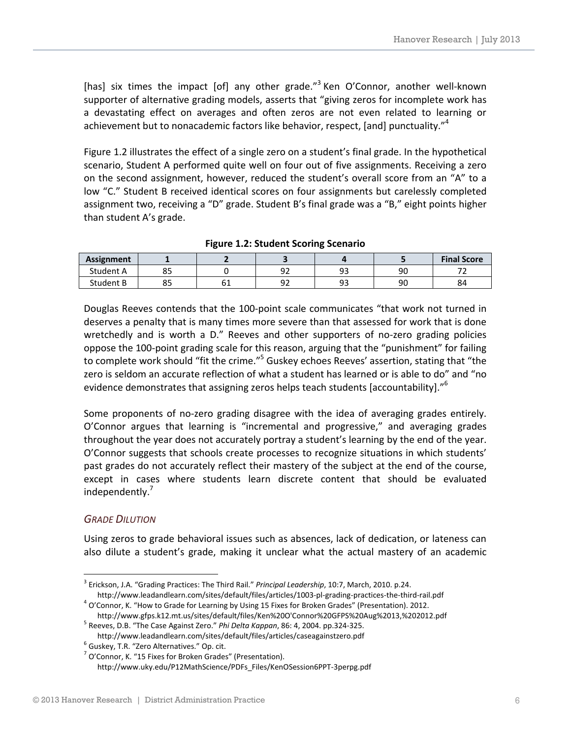[has] six times the impact [of] any other grade."[3] Ken O'Connor, another well-known supporter of alternative grading models, asserts that "giving zeros for incomplete work has a devastating effect on averages and often zeros are not even related to learning or achievement but to nonacademic factors like behavior, respect, [and] punctuality."[4]

Figure 1.2 illustrates the effect of a single zero on a student's final grade. In the hypothetical scenario, Student A performed quite well on four out of five assignments. Receiving a zero on the second assignment, however, reduced the student's overall score from an "A" to a low "C." Student B received identical scores on four assignments but carelessly completed assignment two, receiving a "D" grade. Student B's final grade was a "B," eight points higher than student A's grade.

**Figure 1.2: Student Scoring Scenario**

| Assignment | 1 | 2 | 3 | 4 | 5 | Final Score |
|---|---|---|---|---|---|---|
| Student A | 85 | 0 | 92 | 93 | 90 | 72 |
| Student B | 85 | 61 | 92 | 93 | 90 | 84 |

Douglas Reeves contends that the 100-point scale communicates "that work not turned in deserves a penalty that is many times more severe than that assessed for work that is done wretchedly and is worth a D." Reeves and other supporters of no-zero grading policies oppose the 100-point grading scale for this reason, arguing that the "punishment" for failing to complete work should "fit the crime."[5] Guskey echoes Reeves' assertion, stating that "the zero is seldom an accurate reflection of what a student has learned or is able to do" and "no evidence demonstrates that assigning zeros helps teach students [accountability]."[6]

Some proponents of no-zero grading disagree with the idea of averaging grades entirely. O'Connor argues that learning is "incremental and progressive," and averaging grades throughout the year does not accurately portray a student's learning by the end of the year. O'Connor suggests that schools create processes to recognize situations in which students' past grades do not accurately reflect their mastery of the subject at the end of the course, except in cases where students learn discrete content that should be evaluated independently.[7]

### *Grade Dilution*

Using zeros to grade behavioral issues such as absences, lack of dedication, or lateness can also dilute a student's grade, making it unclear what the actual mastery of an academic

---

[3] Erickson, J.A. "Grading Practices: The Third Rail." *Principal Leadership*, 10:7, March, 2010. p.24. http://www.leadandlearn.com/sites/default/files/articles/1003-pl-grading-practices-the-third-rail.pdf

[4] O'Connor, K. "How to Grade for Learning by Using 15 Fixes for Broken Grades" (Presentation). 2012. http://www.gfps.k12.mt.us/sites/default/files/Ken%20O'Connor%20GFPS%20Aug%2013,%202012.pdf

[5] Reeves, D.B. "The Case Against Zero." *Phi Delta Kappan*, 86: 4, 2004. pp.324-325. http://www.leadandlearn.com/sites/default/files/articles/caseagainstzero.pdf

[6] Guskey, T.R. "Zero Alternatives." Op. cit.

[7] O'Connor, K. "15 Fixes for Broken Grades" (Presentation). http://www.uky.edu/P12MathScience/PDFs_Files/KenOSession6PPT-3perpg.pdf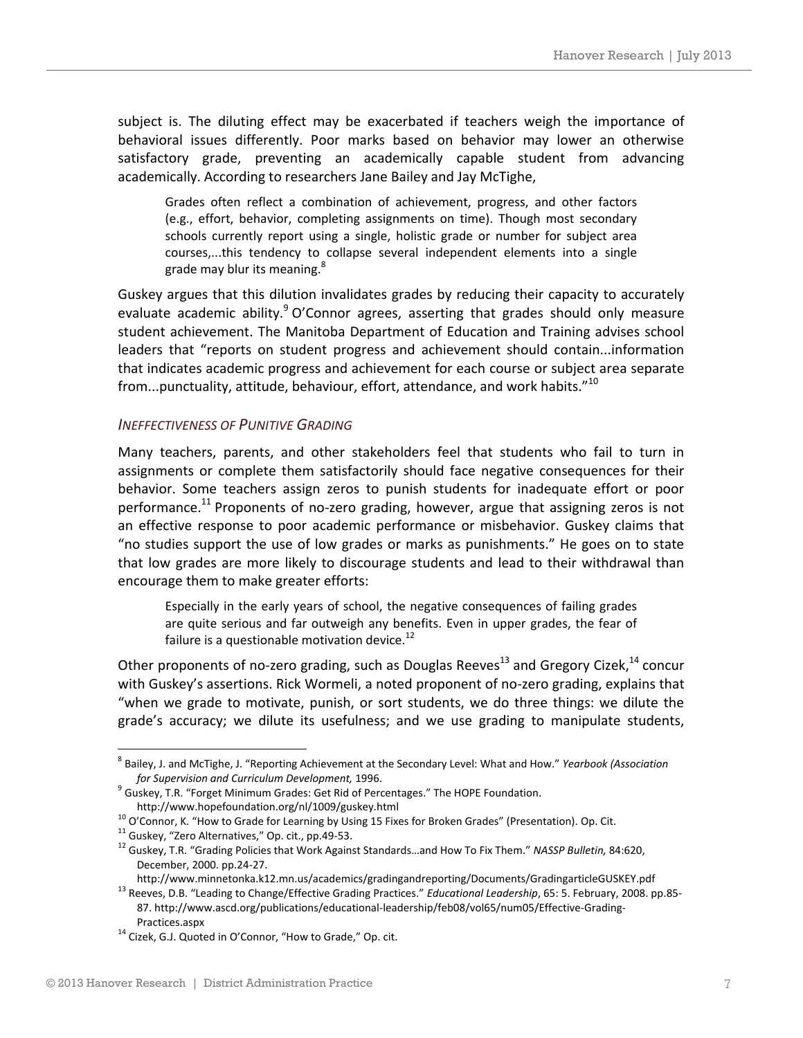subject is. The diluting effect may be exacerbated if teachers weigh the importance of behavioral issues differently. Poor marks based on behavior may lower an otherwise satisfactory grade, preventing an academically capable student from advancing academically. According to researchers Jane Bailey and Jay McTighe,

> Grades often reflect a combination of achievement, progress, and other factors (e.g., effort, behavior, completing assignments on time). Though most secondary schools currently report using a single, holistic grade or number for subject area courses,...this tendency to collapse several independent elements into a single grade may blur its meaning.[8]

Guskey argues that this dilution invalidates grades by reducing their capacity to accurately evaluate academic ability.[9] O'Connor agrees, asserting that grades should only measure student achievement. The Manitoba Department of Education and Training advises school leaders that "reports on student progress and achievement should contain...information that indicates academic progress and achievement for each course or subject area separate from...punctuality, attitude, behaviour, effort, attendance, and work habits."[10]

### *Ineffectiveness of Punitive Grading*

Many teachers, parents, and other stakeholders feel that students who fail to turn in assignments or complete them satisfactorily should face negative consequences for their behavior. Some teachers assign zeros to punish students for inadequate effort or poor performance.[11] Proponents of no-zero grading, however, argue that assigning zeros is not an effective response to poor academic performance or misbehavior. Guskey claims that "no studies support the use of low grades or marks as punishments." He goes on to state that low grades are more likely to discourage students and lead to their withdrawal than encourage them to make greater efforts:

> Especially in the early years of school, the negative consequences of failing grades are quite serious and far outweigh any benefits. Even in upper grades, the fear of failure is a questionable motivation device.[12]

Other proponents of no-zero grading, such as Douglas Reeves[13] and Gregory Cizek,[14] concur with Guskey's assertions. Rick Wormeli, a noted proponent of no-zero grading, explains that "when we grade to motivate, punish, or sort students, we do three things: we dilute the grade's accuracy; we dilute its usefulness; and we use grading to manipulate students,

---

[8] Bailey, J. and McTighe, J. "Reporting Achievement at the Secondary Level: What and How." *Yearbook (Association for Supervision and Curriculum Development,* 1996.

[9] Guskey, T.R. "Forget Minimum Grades: Get Rid of Percentages." The HOPE Foundation. http://www.hopefoundation.org/nl/1009/guskey.html

[10] O'Connor, K. "How to Grade for Learning by Using 15 Fixes for Broken Grades" (Presentation). Op. Cit.

[11] Guskey, "Zero Alternatives," Op. cit., pp.49-53.

[12] Guskey, T.R. "Grading Policies that Work Against Standards…and How To Fix Them." *NASSP Bulletin,* 84:620, December, 2000. pp.24-27. http://www.minnetonka.k12.mn.us/academics/gradingandreporting/Documents/GradingarticleGUSKEY.pdf

[13] Reeves, D.B. "Leading to Change/Effective Grading Practices." *Educational Leadership*, 65: 5. February, 2008. pp.85-87. http://www.ascd.org/publications/educational-leadership/feb08/vol65/num05/Effective-Grading-Practices.aspx

[14] Cizek, G.J. Quoted in O'Connor, "How to Grade," Op. cit.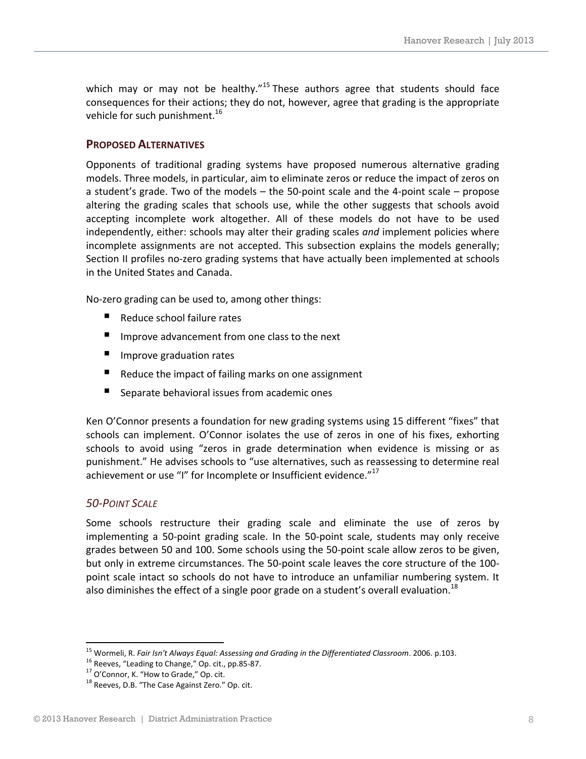which may or may not be healthy."[15] These authors agree that students should face consequences for their actions; they do not, however, agree that grading is the appropriate vehicle for such punishment.[16]

## PROPOSED ALTERNATIVES

Opponents of traditional grading systems have proposed numerous alternative grading models. Three models, in particular, aim to eliminate zeros or reduce the impact of zeros on a student's grade. Two of the models – the 50-point scale and the 4-point scale – propose altering the grading scales that schools use, while the other suggests that schools avoid accepting incomplete work altogether. All of these models do not have to be used independently, either: schools may alter their grading scales *and* implement policies where incomplete assignments are not accepted. This subsection explains the models generally; Section II profiles no-zero grading systems that have actually been implemented at schools in the United States and Canada.

No-zero grading can be used to, among other things:

- Reduce school failure rates
- Improve advancement from one class to the next
- Improve graduation rates
- Reduce the impact of failing marks on one assignment
- Separate behavioral issues from academic ones

Ken O'Connor presents a foundation for new grading systems using 15 different "fixes" that schools can implement. O'Connor isolates the use of zeros in one of his fixes, exhorting schools to avoid using "zeros in grade determination when evidence is missing or as punishment." He advises schools to "use alternatives, such as reassessing to determine real achievement or use "I" for Incomplete or Insufficient evidence."[17]

### *50-POINT SCALE*

Some schools restructure their grading scale and eliminate the use of zeros by implementing a 50-point grading scale. In the 50-point scale, students may only receive grades between 50 and 100. Some schools using the 50-point scale allow zeros to be given, but only in extreme circumstances. The 50-point scale leaves the core structure of the 100-point scale intact so schools do not have to introduce an unfamiliar numbering system. It also diminishes the effect of a single poor grade on a student's overall evaluation.[18]

---

[15] Wormeli, R. *Fair Isn't Always Equal: Assessing and Grading in the Differentiated Classroom*. 2006. p.103.
[16] Reeves, "Leading to Change," Op. cit., pp.85-87.
[17] O'Connor, K. "How to Grade," Op. cit.
[18] Reeves, D.B. "The Case Against Zero." Op. cit.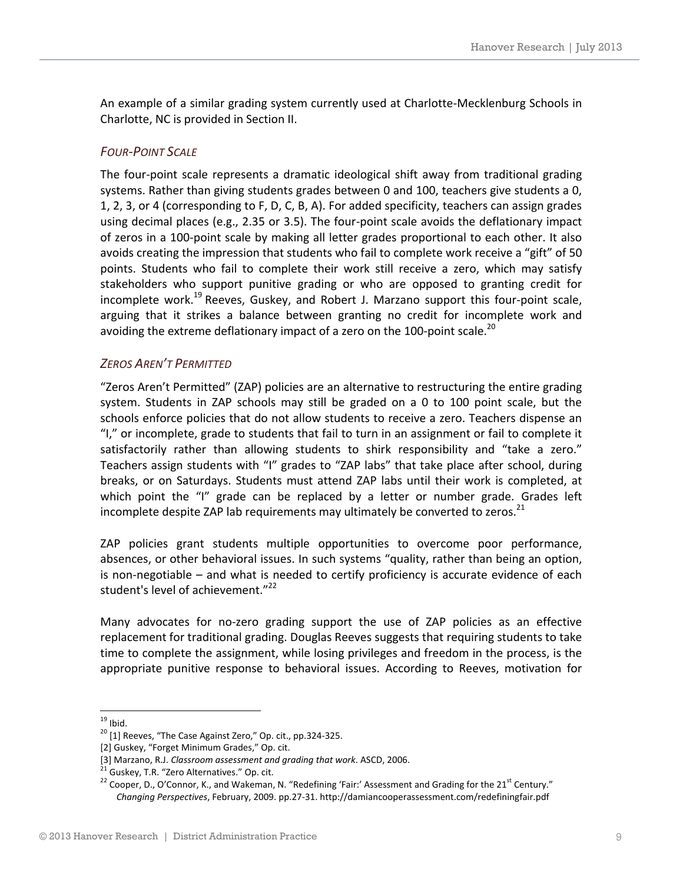An example of a similar grading system currently used at Charlotte-Mecklenburg Schools in Charlotte, NC is provided in Section II.

### *FOUR-POINT SCALE*

The four-point scale represents a dramatic ideological shift away from traditional grading systems. Rather than giving students grades between 0 and 100, teachers give students a 0, 1, 2, 3, or 4 (corresponding to F, D, C, B, A). For added specificity, teachers can assign grades using decimal places (e.g., 2.35 or 3.5). The four-point scale avoids the deflationary impact of zeros in a 100-point scale by making all letter grades proportional to each other. It also avoids creating the impression that students who fail to complete work receive a "gift" of 50 points. Students who fail to complete their work still receive a zero, which may satisfy stakeholders who support punitive grading or who are opposed to granting credit for incomplete work.[19] Reeves, Guskey, and Robert J. Marzano support this four-point scale, arguing that it strikes a balance between granting no credit for incomplete work and avoiding the extreme deflationary impact of a zero on the 100-point scale.[20]

### *ZEROS AREN'T PERMITTED*

"Zeros Aren't Permitted" (ZAP) policies are an alternative to restructuring the entire grading system. Students in ZAP schools may still be graded on a 0 to 100 point scale, but the schools enforce policies that do not allow students to receive a zero. Teachers dispense an "I," or incomplete, grade to students that fail to turn in an assignment or fail to complete it satisfactorily rather than allowing students to shirk responsibility and "take a zero." Teachers assign students with "I" grades to "ZAP labs" that take place after school, during breaks, or on Saturdays. Students must attend ZAP labs until their work is completed, at which point the "I" grade can be replaced by a letter or number grade. Grades left incomplete despite ZAP lab requirements may ultimately be converted to zeros.[21]

ZAP policies grant students multiple opportunities to overcome poor performance, absences, or other behavioral issues. In such systems "quality, rather than being an option, is non-negotiable – and what is needed to certify proficiency is accurate evidence of each student's level of achievement."[22]

Many advocates for no-zero grading support the use of ZAP policies as an effective replacement for traditional grading. Douglas Reeves suggests that requiring students to take time to complete the assignment, while losing privileges and freedom in the process, is the appropriate punitive response to behavioral issues. According to Reeves, motivation for

---

[19] Ibid.

[20] [1] Reeves, "The Case Against Zero," Op. cit., pp.324-325.
[2] Guskey, "Forget Minimum Grades," Op. cit.
[3] Marzano, R.J. *Classroom assessment and grading that work*. ASCD, 2006.

[21] Guskey, T.R. "Zero Alternatives." Op. cit.

[22] Cooper, D., O'Connor, K., and Wakeman, N. "Redefining 'Fair:' Assessment and Grading for the 21st Century." *Changing Perspectives*, February, 2009. pp.27-31. http://damiancooperassessment.com/redefiningfair.pdf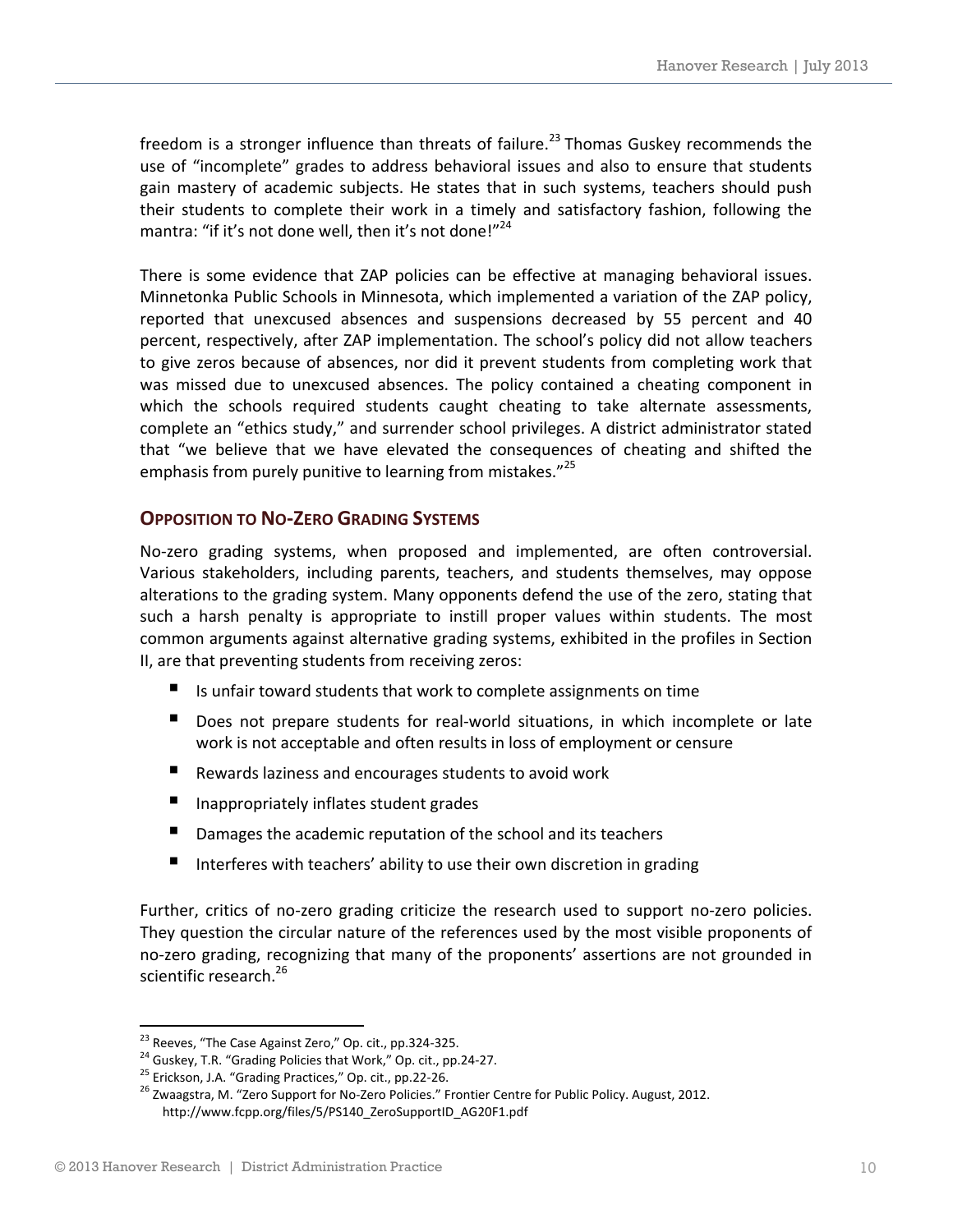freedom is a stronger influence than threats of failure.[23] Thomas Guskey recommends the use of "incomplete" grades to address behavioral issues and also to ensure that students gain mastery of academic subjects. He states that in such systems, teachers should push their students to complete their work in a timely and satisfactory fashion, following the mantra: "if it's not done well, then it's not done!"[24]

There is some evidence that ZAP policies can be effective at managing behavioral issues. Minnetonka Public Schools in Minnesota, which implemented a variation of the ZAP policy, reported that unexcused absences and suspensions decreased by 55 percent and 40 percent, respectively, after ZAP implementation. The school's policy did not allow teachers to give zeros because of absences, nor did it prevent students from completing work that was missed due to unexcused absences. The policy contained a cheating component in which the schools required students caught cheating to take alternate assessments, complete an "ethics study," and surrender school privileges. A district administrator stated that "we believe that we have elevated the consequences of cheating and shifted the emphasis from purely punitive to learning from mistakes."[25]

### Opposition to No-Zero Grading Systems

No-zero grading systems, when proposed and implemented, are often controversial. Various stakeholders, including parents, teachers, and students themselves, may oppose alterations to the grading system. Many opponents defend the use of the zero, stating that such a harsh penalty is appropriate to instill proper values within students. The most common arguments against alternative grading systems, exhibited in the profiles in Section II, are that preventing students from receiving zeros:

- Is unfair toward students that work to complete assignments on time
- Does not prepare students for real-world situations, in which incomplete or late work is not acceptable and often results in loss of employment or censure
- Rewards laziness and encourages students to avoid work
- Inappropriately inflates student grades
- Damages the academic reputation of the school and its teachers
- Interferes with teachers' ability to use their own discretion in grading

Further, critics of no-zero grading criticize the research used to support no-zero policies. They question the circular nature of the references used by the most visible proponents of no-zero grading, recognizing that many of the proponents' assertions are not grounded in scientific research.[26]

---

[23] Reeves, "The Case Against Zero," Op. cit., pp.324-325.

[24] Guskey, T.R. "Grading Policies that Work," Op. cit., pp.24-27.

[25] Erickson, J.A. "Grading Practices," Op. cit., pp.22-26.

[26] Zwaagstra, M. "Zero Support for No-Zero Policies." Frontier Centre for Public Policy. August, 2012. http://www.fcpp.org/files/5/PS140_ZeroSupportID_AG20F1.pdf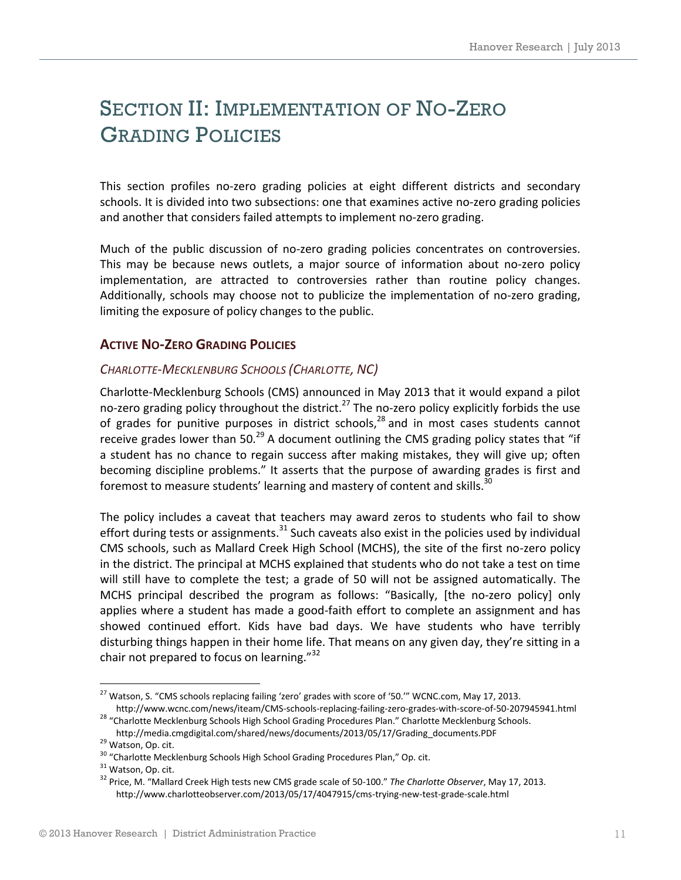# SECTION II: IMPLEMENTATION OF NO-ZERO GRADING POLICIES

This section profiles no-zero grading policies at eight different districts and secondary schools. It is divided into two subsections: one that examines active no-zero grading policies and another that considers failed attempts to implement no-zero grading.

Much of the public discussion of no-zero grading policies concentrates on controversies. This may be because news outlets, a major source of information about no-zero policy implementation, are attracted to controversies rather than routine policy changes. Additionally, schools may choose not to publicize the implementation of no-zero grading, limiting the exposure of policy changes to the public.

## ACTIVE NO-ZERO GRADING POLICIES

### *CHARLOTTE-MECKLENBURG SCHOOLS (CHARLOTTE, NC)*

Charlotte-Mecklenburg Schools (CMS) announced in May 2013 that it would expand a pilot no-zero grading policy throughout the district.[27] The no-zero policy explicitly forbids the use of grades for punitive purposes in district schools,[28] and in most cases students cannot receive grades lower than 50.[29] A document outlining the CMS grading policy states that "if a student has no chance to regain success after making mistakes, they will give up; often becoming discipline problems." It asserts that the purpose of awarding grades is first and foremost to measure students' learning and mastery of content and skills.[30]

The policy includes a caveat that teachers may award zeros to students who fail to show effort during tests or assignments.[31] Such caveats also exist in the policies used by individual CMS schools, such as Mallard Creek High School (MCHS), the site of the first no-zero policy in the district. The principal at MCHS explained that students who do not take a test on time will still have to complete the test; a grade of 50 will not be assigned automatically. The MCHS principal described the program as follows: "Basically, [the no-zero policy] only applies where a student has made a good-faith effort to complete an assignment and has showed continued effort. Kids have bad days. We have students who have terribly disturbing things happen in their home life. That means on any given day, they're sitting in a chair not prepared to focus on learning."[32]

---

[27] Watson, S. "CMS schools replacing failing 'zero' grades with score of '50.'" WCNC.com, May 17, 2013. http://www.wcnc.com/news/iteam/CMS-schools-replacing-failing-zero-grades-with-score-of-50-207945941.html

[28] "Charlotte Mecklenburg Schools High School Grading Procedures Plan." Charlotte Mecklenburg Schools. http://media.cmgdigital.com/shared/news/documents/2013/05/17/Grading_documents.PDF

[29] Watson, Op. cit.

[30] "Charlotte Mecklenburg Schools High School Grading Procedures Plan," Op. cit.

[31] Watson, Op. cit.

[32] Price, M. "Mallard Creek High tests new CMS grade scale of 50-100." *The Charlotte Observer*, May 17, 2013. http://www.charlotteobserver.com/2013/05/17/4047915/cms-trying-new-test-grade-scale.html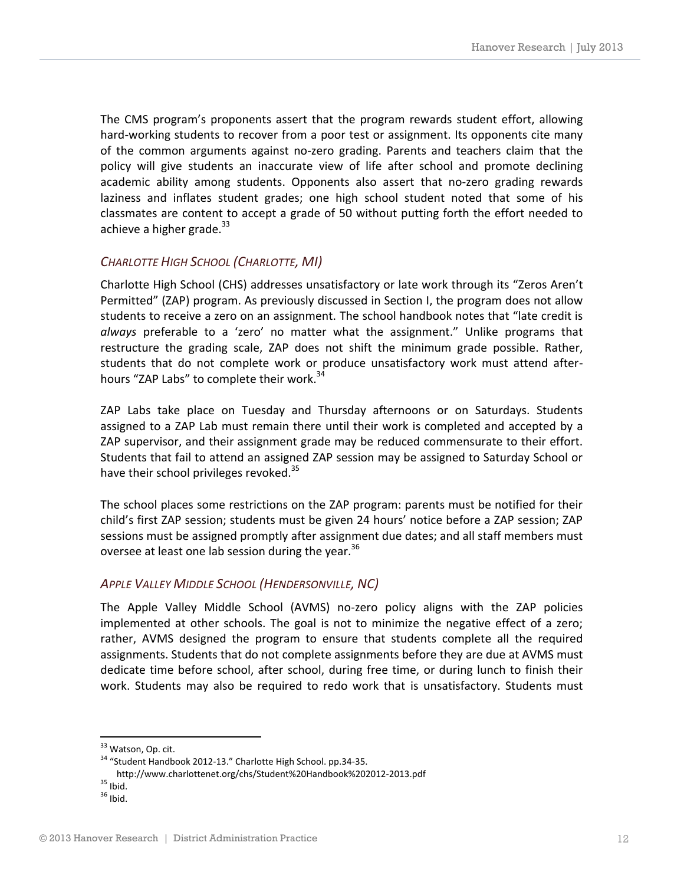The CMS program's proponents assert that the program rewards student effort, allowing hard-working students to recover from a poor test or assignment. Its opponents cite many of the common arguments against no-zero grading. Parents and teachers claim that the policy will give students an inaccurate view of life after school and promote declining academic ability among students. Opponents also assert that no-zero grading rewards laziness and inflates student grades; one high school student noted that some of his classmates are content to accept a grade of 50 without putting forth the effort needed to achieve a higher grade.[33]

### *CHARLOTTE HIGH SCHOOL (CHARLOTTE, MI)*

Charlotte High School (CHS) addresses unsatisfactory or late work through its "Zeros Aren't Permitted" (ZAP) program. As previously discussed in Section I, the program does not allow students to receive a zero on an assignment. The school handbook notes that "late credit is *always* preferable to a 'zero' no matter what the assignment." Unlike programs that restructure the grading scale, ZAP does not shift the minimum grade possible. Rather, students that do not complete work or produce unsatisfactory work must attend after-hours "ZAP Labs" to complete their work.[34]

ZAP Labs take place on Tuesday and Thursday afternoons or on Saturdays. Students assigned to a ZAP Lab must remain there until their work is completed and accepted by a ZAP supervisor, and their assignment grade may be reduced commensurate to their effort. Students that fail to attend an assigned ZAP session may be assigned to Saturday School or have their school privileges revoked.[35]

The school places some restrictions on the ZAP program: parents must be notified for their child's first ZAP session; students must be given 24 hours' notice before a ZAP session; ZAP sessions must be assigned promptly after assignment due dates; and all staff members must oversee at least one lab session during the year.[36]

### *APPLE VALLEY MIDDLE SCHOOL (HENDERSONVILLE, NC)*

The Apple Valley Middle School (AVMS) no-zero policy aligns with the ZAP policies implemented at other schools. The goal is not to minimize the negative effect of a zero; rather, AVMS designed the program to ensure that students complete all the required assignments. Students that do not complete assignments before they are due at AVMS must dedicate time before school, after school, during free time, or during lunch to finish their work. Students may also be required to redo work that is unsatisfactory. Students must

---

[33] Watson, Op. cit.

[34] "Student Handbook 2012-13." Charlotte High School. pp.34-35. http://www.charlottenet.org/chs/Student%20Handbook%202012-2013.pdf

[35] Ibid.

[36] Ibid.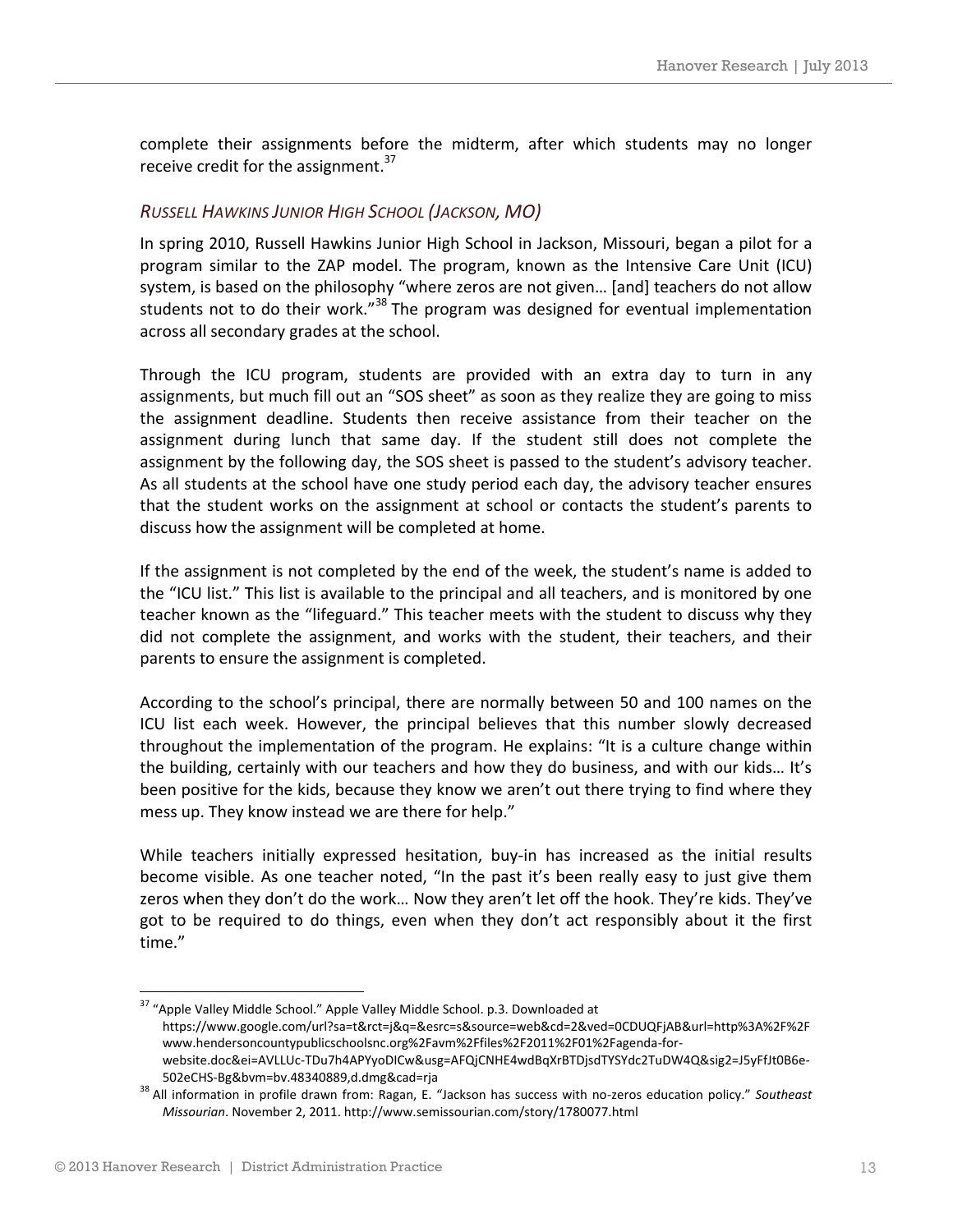complete their assignments before the midterm, after which students may no longer receive credit for the assignment.[37]

### *RUSSELL HAWKINS JUNIOR HIGH SCHOOL (JACKSON, MO)*

In spring 2010, Russell Hawkins Junior High School in Jackson, Missouri, began a pilot for a program similar to the ZAP model. The program, known as the Intensive Care Unit (ICU) system, is based on the philosophy "where zeros are not given… [and] teachers do not allow students not to do their work."[38] The program was designed for eventual implementation across all secondary grades at the school.

Through the ICU program, students are provided with an extra day to turn in any assignments, but much fill out an "SOS sheet" as soon as they realize they are going to miss the assignment deadline. Students then receive assistance from their teacher on the assignment during lunch that same day. If the student still does not complete the assignment by the following day, the SOS sheet is passed to the student's advisory teacher. As all students at the school have one study period each day, the advisory teacher ensures that the student works on the assignment at school or contacts the student's parents to discuss how the assignment will be completed at home.

If the assignment is not completed by the end of the week, the student's name is added to the "ICU list." This list is available to the principal and all teachers, and is monitored by one teacher known as the "lifeguard." This teacher meets with the student to discuss why they did not complete the assignment, and works with the student, their teachers, and their parents to ensure the assignment is completed.

According to the school's principal, there are normally between 50 and 100 names on the ICU list each week. However, the principal believes that this number slowly decreased throughout the implementation of the program. He explains: "It is a culture change within the building, certainly with our teachers and how they do business, and with our kids… It's been positive for the kids, because they know we aren't out there trying to find where they mess up. They know instead we are there for help."

While teachers initially expressed hesitation, buy-in has increased as the initial results become visible. As one teacher noted, "In the past it's been really easy to just give them zeros when they don't do the work… Now they aren't let off the hook. They're kids. They've got to be required to do things, even when they don't act responsibly about it the first time."

---

[37] "Apple Valley Middle School." Apple Valley Middle School. p.3. Downloaded at https://www.google.com/url?sa=t&rct=j&q=&esrc=s&source=web&cd=2&ved=0CDUQFjAB&url=http%3A%2F%2Fwww.hendersoncountypublicschoolsnc.org%2Favm%2Ffiles%2F2011%2F01%2Fagenda-for-website.doc&ei=AVLLUc-TDu7h4APYyoDICw&usg=AFQjCNHE4wdBqXrBTDjsdTYSYdc2TuDW4Q&sig2=J5yFfJt0B6e-502eCHS-Bg&bvm=bv.48340889,d.dmg&cad=rja

[38] All information in profile drawn from: Ragan, E. "Jackson has success with no-zeros education policy." *Southeast Missourian*. November 2, 2011. http://www.semissourian.com/story/1780077.html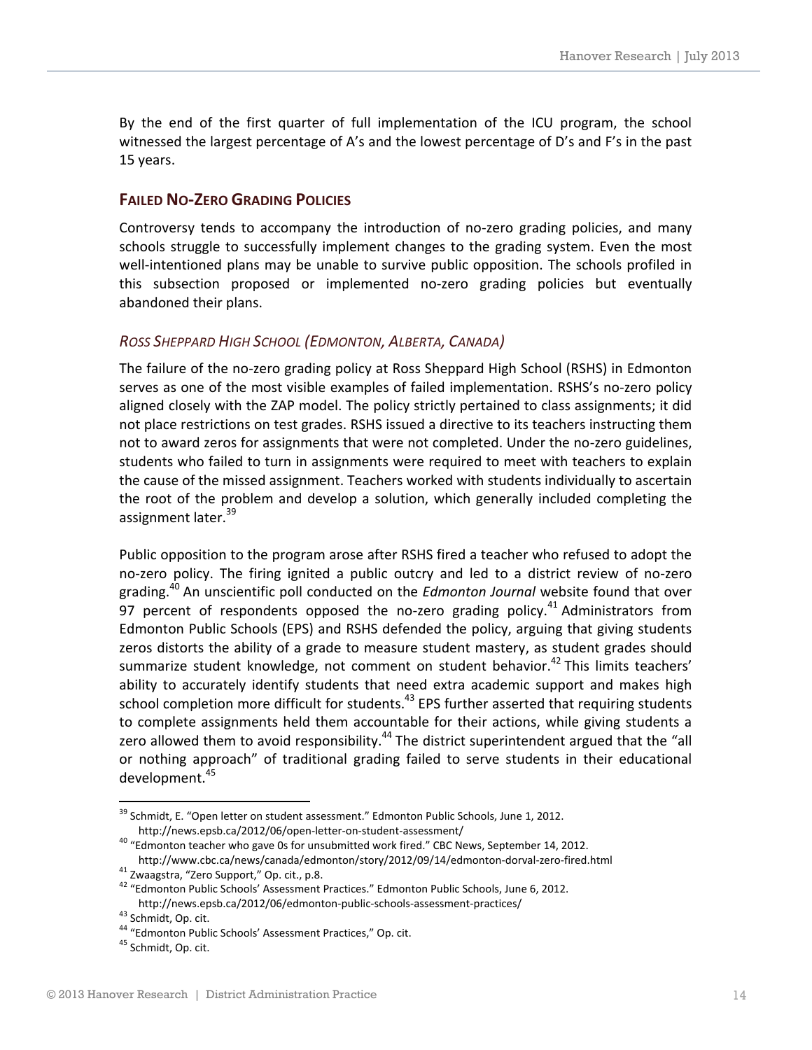By the end of the first quarter of full implementation of the ICU program, the school witnessed the largest percentage of A's and the lowest percentage of D's and F's in the past 15 years.

## FAILED NO-ZERO GRADING POLICIES

Controversy tends to accompany the introduction of no-zero grading policies, and many schools struggle to successfully implement changes to the grading system. Even the most well-intentioned plans may be unable to survive public opposition. The schools profiled in this subsection proposed or implemented no-zero grading policies but eventually abandoned their plans.

### *ROSS SHEPPARD HIGH SCHOOL (EDMONTON, ALBERTA, CANADA)*

The failure of the no-zero grading policy at Ross Sheppard High School (RSHS) in Edmonton serves as one of the most visible examples of failed implementation. RSHS's no-zero policy aligned closely with the ZAP model. The policy strictly pertained to class assignments; it did not place restrictions on test grades. RSHS issued a directive to its teachers instructing them not to award zeros for assignments that were not completed. Under the no-zero guidelines, students who failed to turn in assignments were required to meet with teachers to explain the cause of the missed assignment. Teachers worked with students individually to ascertain the root of the problem and develop a solution, which generally included completing the assignment later.[39]

Public opposition to the program arose after RSHS fired a teacher who refused to adopt the no-zero policy. The firing ignited a public outcry and led to a district review of no-zero grading.[40] An unscientific poll conducted on the *Edmonton Journal* website found that over 97 percent of respondents opposed the no-zero grading policy.[41] Administrators from Edmonton Public Schools (EPS) and RSHS defended the policy, arguing that giving students zeros distorts the ability of a grade to measure student mastery, as student grades should summarize student knowledge, not comment on student behavior.[42] This limits teachers' ability to accurately identify students that need extra academic support and makes high school completion more difficult for students.[43] EPS further asserted that requiring students to complete assignments held them accountable for their actions, while giving students a zero allowed them to avoid responsibility.[44] The district superintendent argued that the "all or nothing approach" of traditional grading failed to serve students in their educational development.[45]

---

[39] Schmidt, E. "Open letter on student assessment." Edmonton Public Schools, June 1, 2012. http://news.epsb.ca/2012/06/open-letter-on-student-assessment/

[40] "Edmonton teacher who gave 0s for unsubmitted work fired." CBC News, September 14, 2012. http://www.cbc.ca/news/canada/edmonton/story/2012/09/14/edmonton-dorval-zero-fired.html

[41] Zwaagstra, "Zero Support," Op. cit., p.8.

[42] "Edmonton Public Schools' Assessment Practices." Edmonton Public Schools, June 6, 2012. http://news.epsb.ca/2012/06/edmonton-public-schools-assessment-practices/

[43] Schmidt, Op. cit.

[44] "Edmonton Public Schools' Assessment Practices," Op. cit.

[45] Schmidt, Op. cit.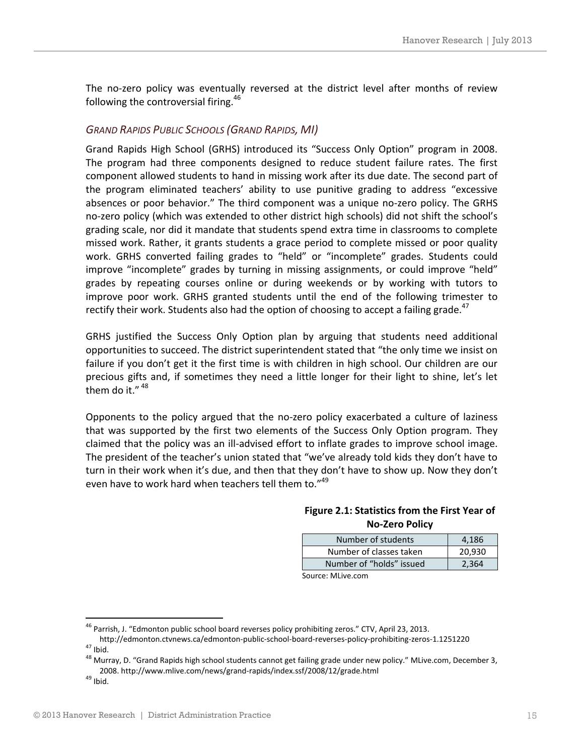The no-zero policy was eventually reversed at the district level after months of review following the controversial firing.[46]

### *GRAND RAPIDS PUBLIC SCHOOLS (GRAND RAPIDS, MI)*

Grand Rapids High School (GRHS) introduced its "Success Only Option" program in 2008. The program had three components designed to reduce student failure rates. The first component allowed students to hand in missing work after its due date. The second part of the program eliminated teachers' ability to use punitive grading to address "excessive absences or poor behavior." The third component was a unique no-zero policy. The GRHS no-zero policy (which was extended to other district high schools) did not shift the school's grading scale, nor did it mandate that students spend extra time in classrooms to complete missed work. Rather, it grants students a grace period to complete missed or poor quality work. GRHS converted failing grades to "held" or "incomplete" grades. Students could improve "incomplete" grades by turning in missing assignments, or could improve "held" grades by repeating courses online or during weekends or by working with tutors to improve poor work. GRHS granted students until the end of the following trimester to rectify their work. Students also had the option of choosing to accept a failing grade.[47]

GRHS justified the Success Only Option plan by arguing that students need additional opportunities to succeed. The district superintendent stated that "the only time we insist on failure if you don't get it the first time is with children in high school. Our children are our precious gifts and, if sometimes they need a little longer for their light to shine, let's let them do it." [48]

Opponents to the policy argued that the no-zero policy exacerbated a culture of laziness that was supported by the first two elements of the Success Only Option program. They claimed that the policy was an ill-advised effort to inflate grades to improve school image. The president of the teacher's union stated that "we've already told kids they don't have to turn in their work when it's due, and then that they don't have to show up. Now they don't even have to work hard when teachers tell them to."[49]

**Figure 2.1: Statistics from the First Year of No-Zero Policy**

| Statistic | Value |
|---|---|
| Number of students | 4,186 |
| Number of classes taken | 20,930 |
| Number of "holds" issued | 2,364 |

Source: MLive.com

---

[46] Parrish, J. "Edmonton public school board reverses policy prohibiting zeros." CTV, April 23, 2013. http://edmonton.ctvnews.ca/edmonton-public-school-board-reverses-policy-prohibiting-zeros-1.1251220

[47] Ibid.

[48] Murray, D. "Grand Rapids high school students cannot get failing grade under new policy." MLive.com, December 3, 2008. http://www.mlive.com/news/grand-rapids/index.ssf/2008/12/grade.html

[49] Ibid.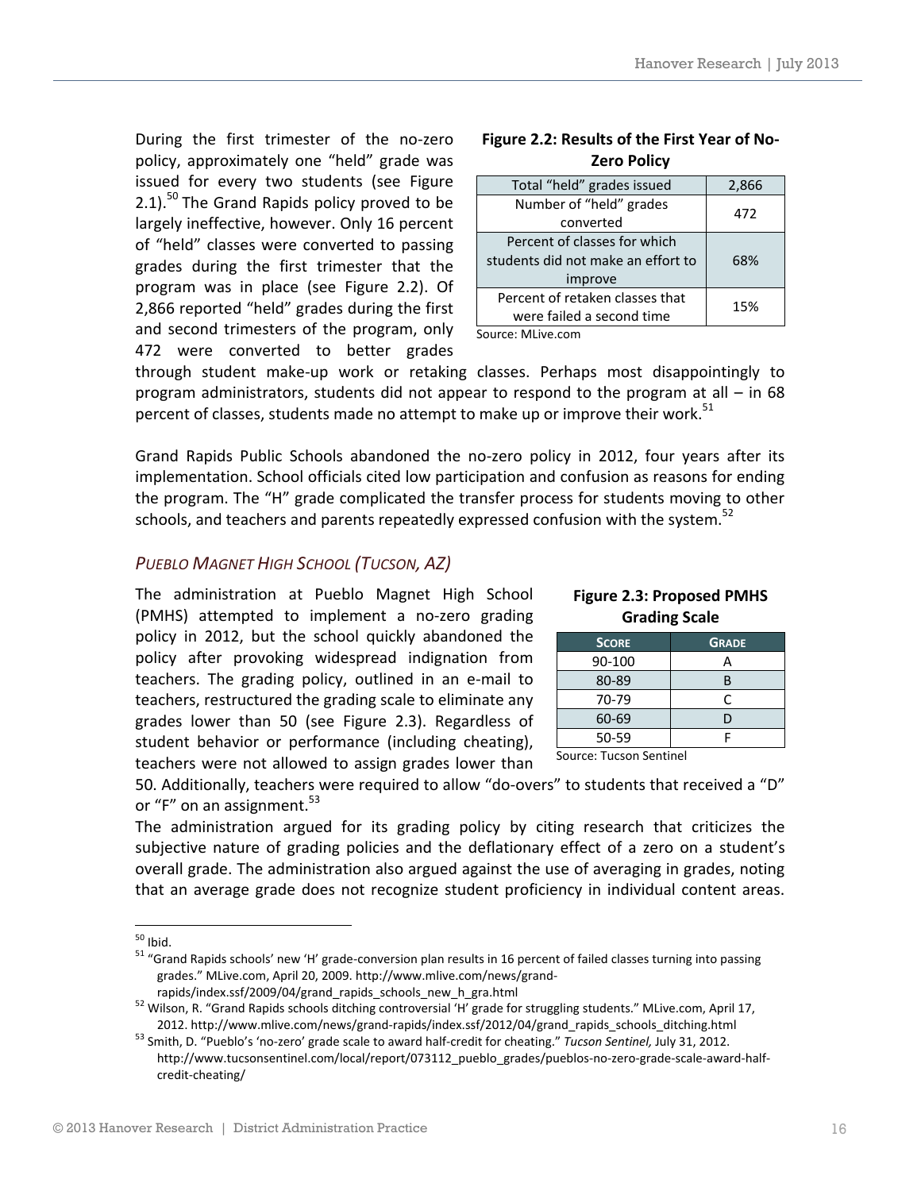During the first trimester of the no-zero policy, approximately one "held" grade was issued for every two students (see Figure 2.1).[50] The Grand Rapids policy proved to be largely ineffective, however. Only 16 percent of "held" classes were converted to passing grades during the first trimester that the program was in place (see Figure 2.2). Of 2,866 reported "held" grades during the first and second trimesters of the program, only 472 were converted to better grades through student make-up work or retaking classes. Perhaps most disappointingly to program administrators, students did not appear to respond to the program at all – in 68 percent of classes, students made no attempt to make up or improve their work.[51]

**Figure 2.2: Results of the First Year of No-Zero Policy**

| | |
|---|---|
| Total "held" grades issued | 2,866 |
| Number of "held" grades converted | 472 |
| Percent of classes for which students did not make an effort to improve | 68% |
| Percent of retaken classes that were failed a second time | 15% |

Source: MLive.com

Grand Rapids Public Schools abandoned the no-zero policy in 2012, four years after its implementation. School officials cited low participation and confusion as reasons for ending the program. The "H" grade complicated the transfer process for students moving to other schools, and teachers and parents repeatedly expressed confusion with the system.[52]

### *PUEBLO MAGNET HIGH SCHOOL (TUCSON, AZ)*

The administration at Pueblo Magnet High School (PMHS) attempted to implement a no-zero grading policy in 2012, but the school quickly abandoned the policy after provoking widespread indignation from teachers. The grading policy, outlined in an e-mail to teachers, restructured the grading scale to eliminate any grades lower than 50 (see Figure 2.3). Regardless of student behavior or performance (including cheating), teachers were not allowed to assign grades lower than 50. Additionally, teachers were required to allow "do-overs" to students that received a "D" or "F" on an assignment.[53]

**Figure 2.3: Proposed PMHS Grading Scale**

| Score | Grade |
|---|---|
| 90-100 | A |
| 80-89 | B |
| 70-79 | C |
| 60-69 | D |
| 50-59 | F |

Source: Tucson Sentinel

The administration argued for its grading policy by citing research that criticizes the subjective nature of grading policies and the deflationary effect of a zero on a student's overall grade. The administration also argued against the use of averaging in grades, noting that an average grade does not recognize student proficiency in individual content areas.

---

[50] Ibid.

[51] "Grand Rapids schools' new 'H' grade-conversion plan results in 16 percent of failed classes turning into passing grades." MLive.com, April 20, 2009. http://www.mlive.com/news/grand-rapids/index.ssf/2009/04/grand_rapids_schools_new_h_gra.html

[52] Wilson, R. "Grand Rapids schools ditching controversial 'H' grade for struggling students." MLive.com, April 17, 2012. http://www.mlive.com/news/grand-rapids/index.ssf/2012/04/grand_rapids_schools_ditching.html

[53] Smith, D. "Pueblo's 'no-zero' grade scale to award half-credit for cheating." *Tucson Sentinel,* July 31, 2012. http://www.tucsonsentinel.com/local/report/073112_pueblo_grades/pueblos-no-zero-grade-scale-award-half-credit-cheating/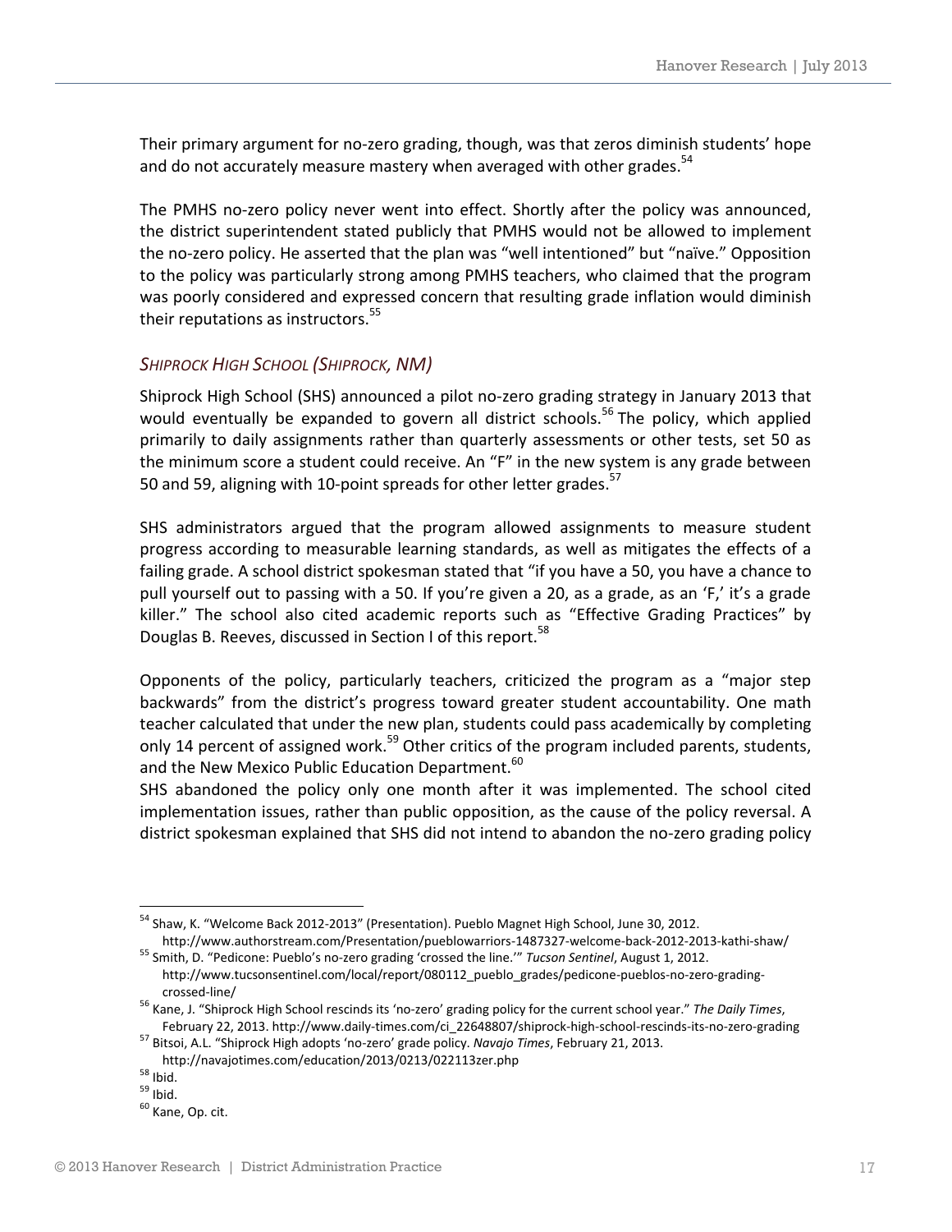Their primary argument for no-zero grading, though, was that zeros diminish students' hope and do not accurately measure mastery when averaged with other grades.[54]

The PMHS no-zero policy never went into effect. Shortly after the policy was announced, the district superintendent stated publicly that PMHS would not be allowed to implement the no-zero policy. He asserted that the plan was "well intentioned" but "naïve." Opposition to the policy was particularly strong among PMHS teachers, who claimed that the program was poorly considered and expressed concern that resulting grade inflation would diminish their reputations as instructors.[55]

### *SHIPROCK HIGH SCHOOL (SHIPROCK, NM)*

Shiprock High School (SHS) announced a pilot no-zero grading strategy in January 2013 that would eventually be expanded to govern all district schools.[56] The policy, which applied primarily to daily assignments rather than quarterly assessments or other tests, set 50 as the minimum score a student could receive. An "F" in the new system is any grade between 50 and 59, aligning with 10-point spreads for other letter grades.[57]

SHS administrators argued that the program allowed assignments to measure student progress according to measurable learning standards, as well as mitigates the effects of a failing grade. A school district spokesman stated that "if you have a 50, you have a chance to pull yourself out to passing with a 50. If you're given a 20, as a grade, as an 'F,' it's a grade killer." The school also cited academic reports such as "Effective Grading Practices" by Douglas B. Reeves, discussed in Section I of this report.[58]

Opponents of the policy, particularly teachers, criticized the program as a "major step backwards" from the district's progress toward greater student accountability. One math teacher calculated that under the new plan, students could pass academically by completing only 14 percent of assigned work.[59] Other critics of the program included parents, students, and the New Mexico Public Education Department.[60]

SHS abandoned the policy only one month after it was implemented. The school cited implementation issues, rather than public opposition, as the cause of the policy reversal. A district spokesman explained that SHS did not intend to abandon the no-zero grading policy

---

[54] Shaw, K. "Welcome Back 2012-2013" (Presentation). Pueblo Magnet High School, June 30, 2012. http://www.authorstream.com/Presentation/pueblowarriors-1487327-welcome-back-2012-2013-kathi-shaw/

[55] Smith, D. "Pedicone: Pueblo's no-zero grading 'crossed the line.'" *Tucson Sentinel*, August 1, 2012. http://www.tucsonsentinel.com/local/report/080112_pueblo_grades/pedicone-pueblos-no-zero-grading-crossed-line/

[56] Kane, J. "Shiprock High School rescinds its 'no-zero' grading policy for the current school year." *The Daily Times*, February 22, 2013. http://www.daily-times.com/ci_22648807/shiprock-high-school-rescinds-its-no-zero-grading

[57] Bitsoi, A.L. "Shiprock High adopts 'no-zero' grade policy. *Navajo Times*, February 21, 2013. http://navajotimes.com/education/2013/0213/022113zer.php

[58] Ibid.

[59] Ibid.

[60] Kane, Op. cit.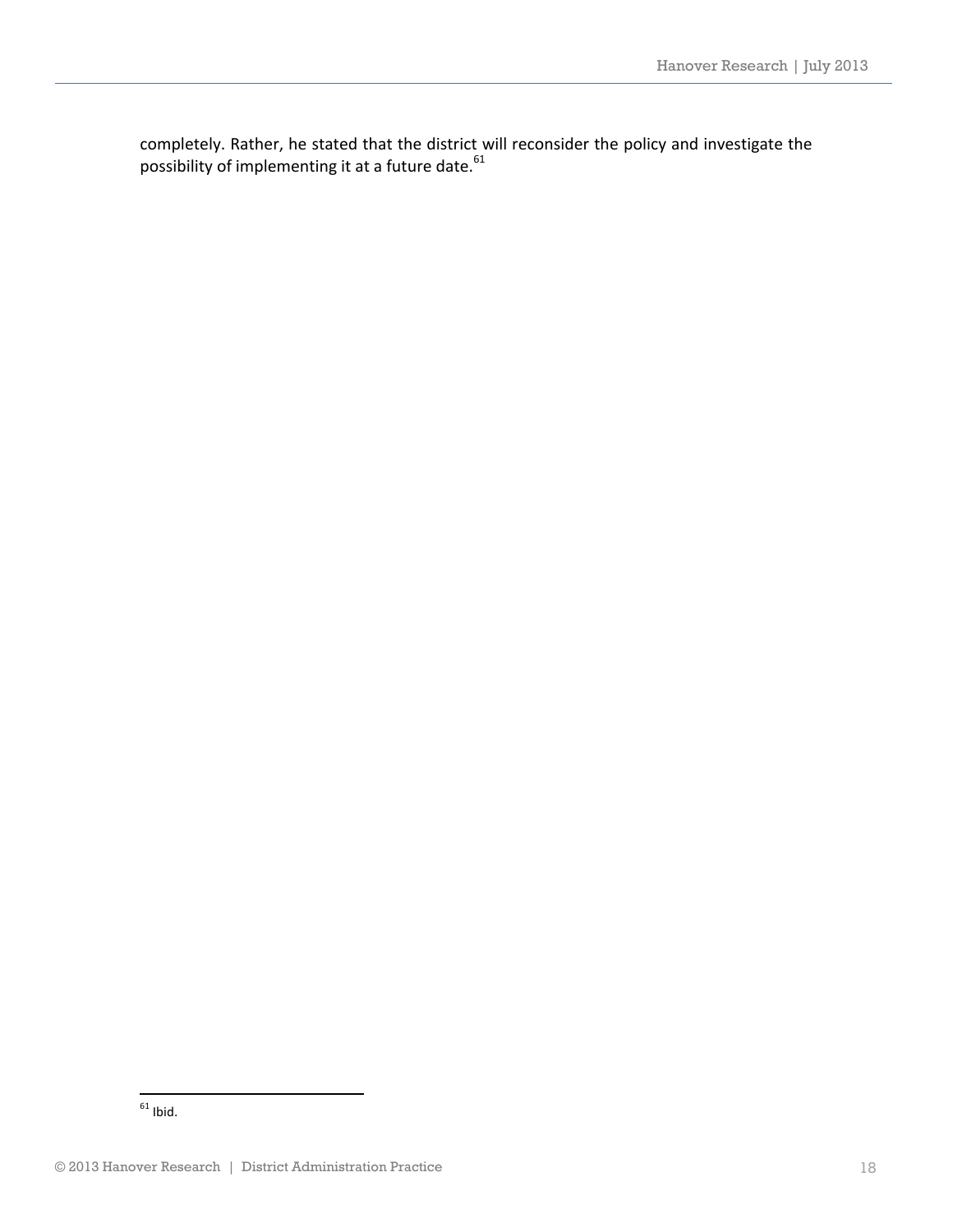completely. Rather, he stated that the district will reconsider the policy and investigate the possibility of implementing it at a future date.[61]

[61] Ibid.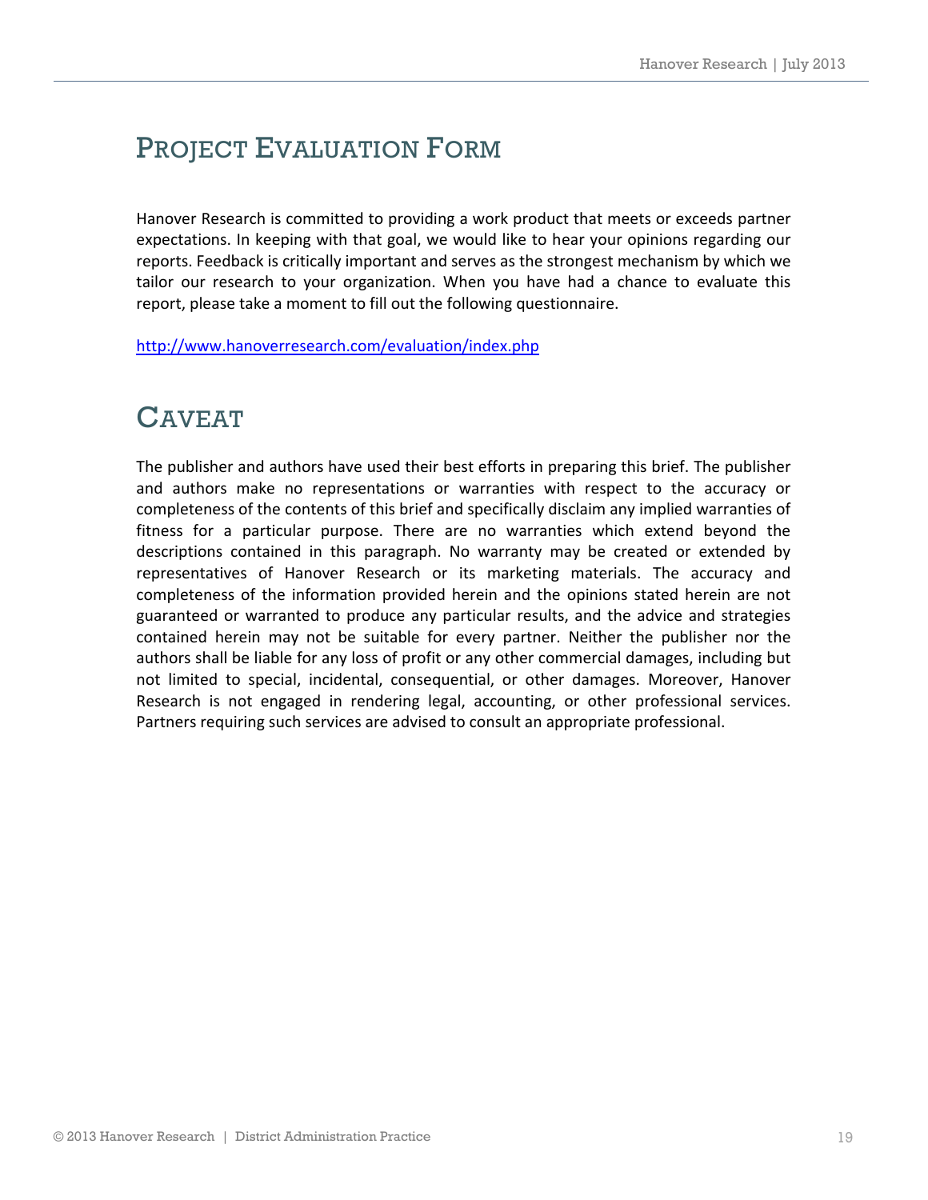# Project Evaluation Form

Hanover Research is committed to providing a work product that meets or exceeds partner expectations. In keeping with that goal, we would like to hear your opinions regarding our reports. Feedback is critically important and serves as the strongest mechanism by which we tailor our research to your organization. When you have had a chance to evaluate this report, please take a moment to fill out the following questionnaire.

http://www.hanoverresearch.com/evaluation/index.php

# Caveat

The publisher and authors have used their best efforts in preparing this brief. The publisher and authors make no representations or warranties with respect to the accuracy or completeness of the contents of this brief and specifically disclaim any implied warranties of fitness for a particular purpose. There are no warranties which extend beyond the descriptions contained in this paragraph. No warranty may be created or extended by representatives of Hanover Research or its marketing materials. The accuracy and completeness of the information provided herein and the opinions stated herein are not guaranteed or warranted to produce any particular results, and the advice and strategies contained herein may not be suitable for every partner. Neither the publisher nor the authors shall be liable for any loss of profit or any other commercial damages, including but not limited to special, incidental, consequential, or other damages. Moreover, Hanover Research is not engaged in rendering legal, accounting, or other professional services. Partners requiring such services are advised to consult an appropriate professional.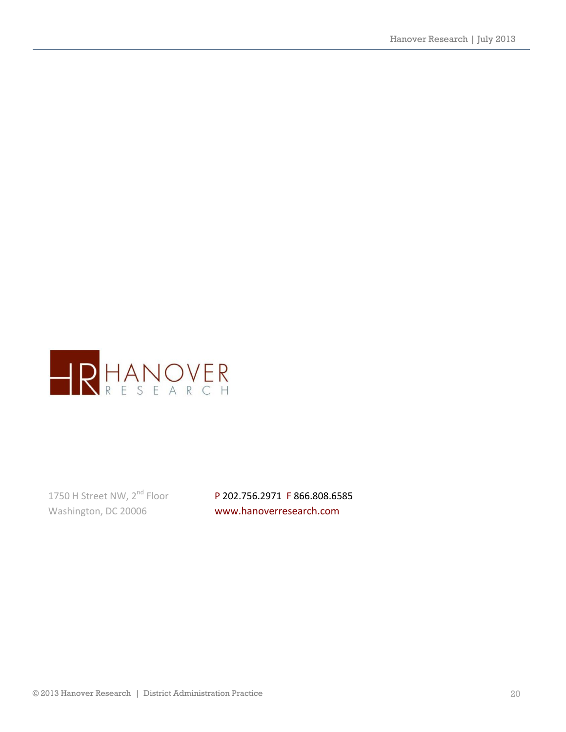HANOVER RESEARCH

1750 H Street NW, 2nd Floor
Washington, DC 20006

P 202.756.2971 F 866.808.6585
www.hanoverresearch.com